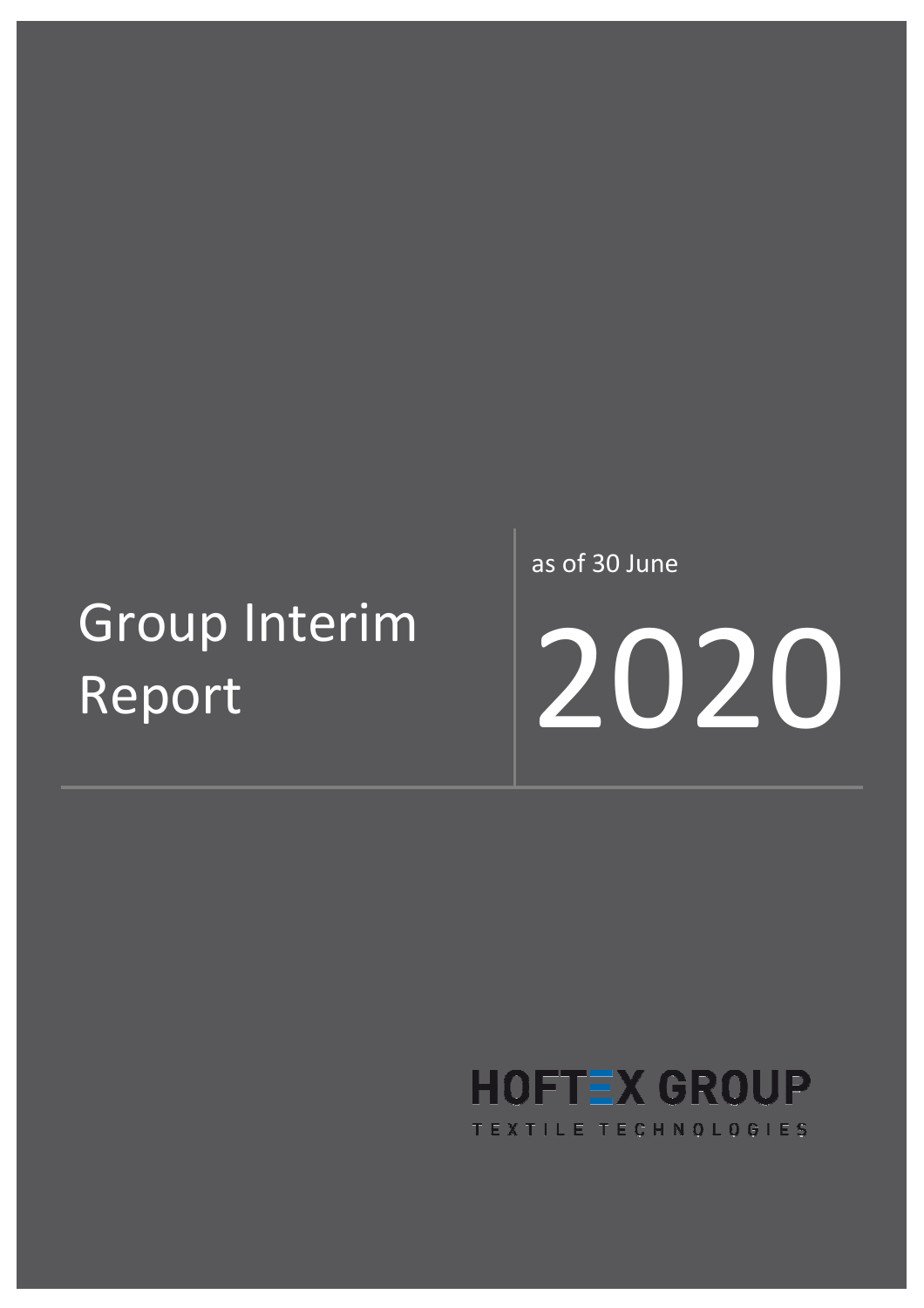# Group Interim Report

as of 30 June

2020

HOFTEX GROUP

TEXTILE TECHNOLOGIES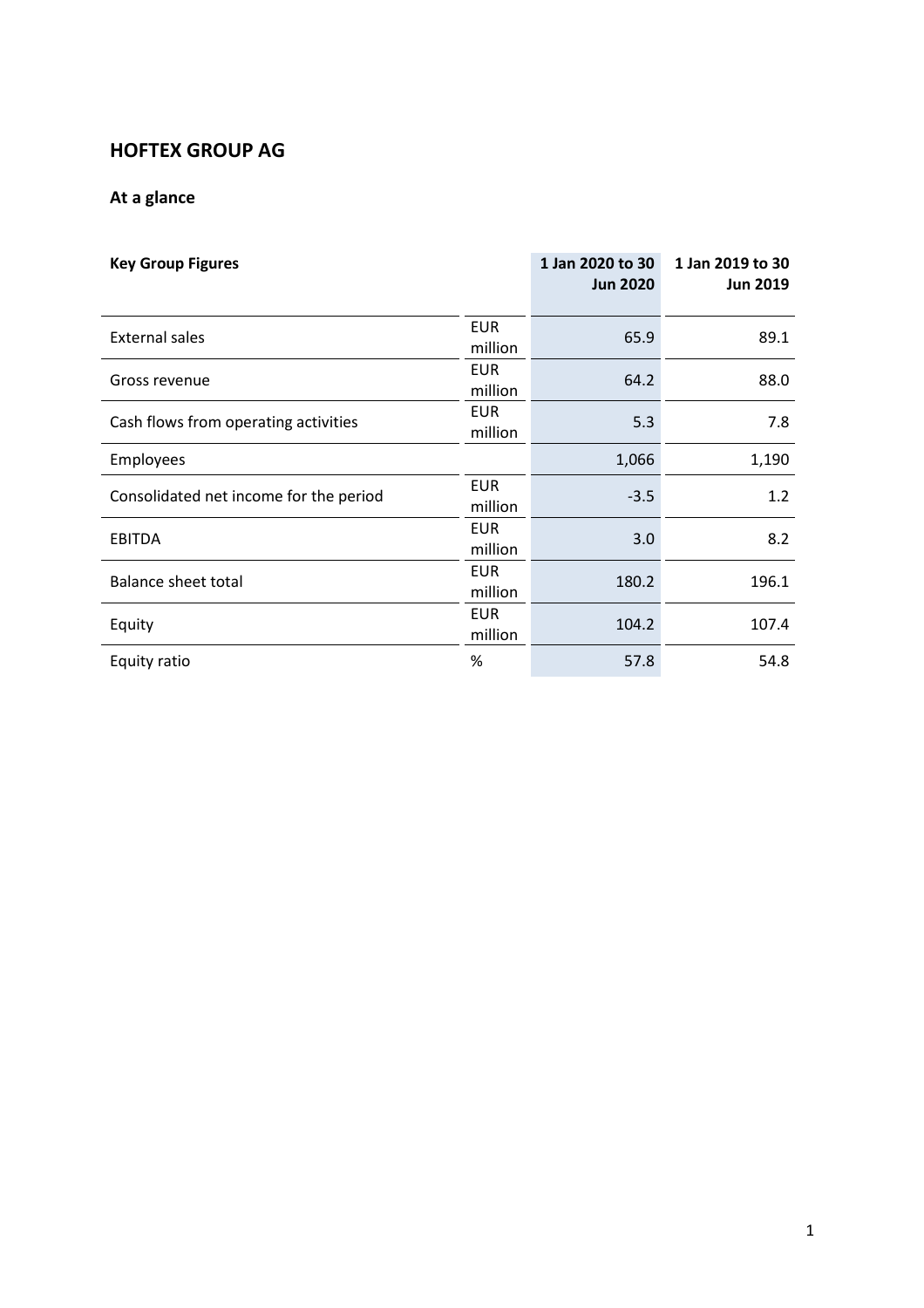# HOFTEX GROUP AG

## At a glance

| Key Group Figures | | 1 Jan 2020 to 30 Jun 2020 | 1 Jan 2019 to 30 Jun 2019 |
|---|---|---|---|
| External sales | EUR million | 65.9 | 89.1 |
| Gross revenue | EUR million | 64.2 | 88.0 |
| Cash flows from operating activities | EUR million | 5.3 | 7.8 |
| Employees | | 1,066 | 1,190 |
| Consolidated net income for the period | EUR million | -3.5 | 1.2 |
| EBITDA | EUR million | 3.0 | 8.2 |
| Balance sheet total | EUR million | 180.2 | 196.1 |
| Equity | EUR million | 104.2 | 107.4 |
| Equity ratio | % | 57.8 | 54.8 |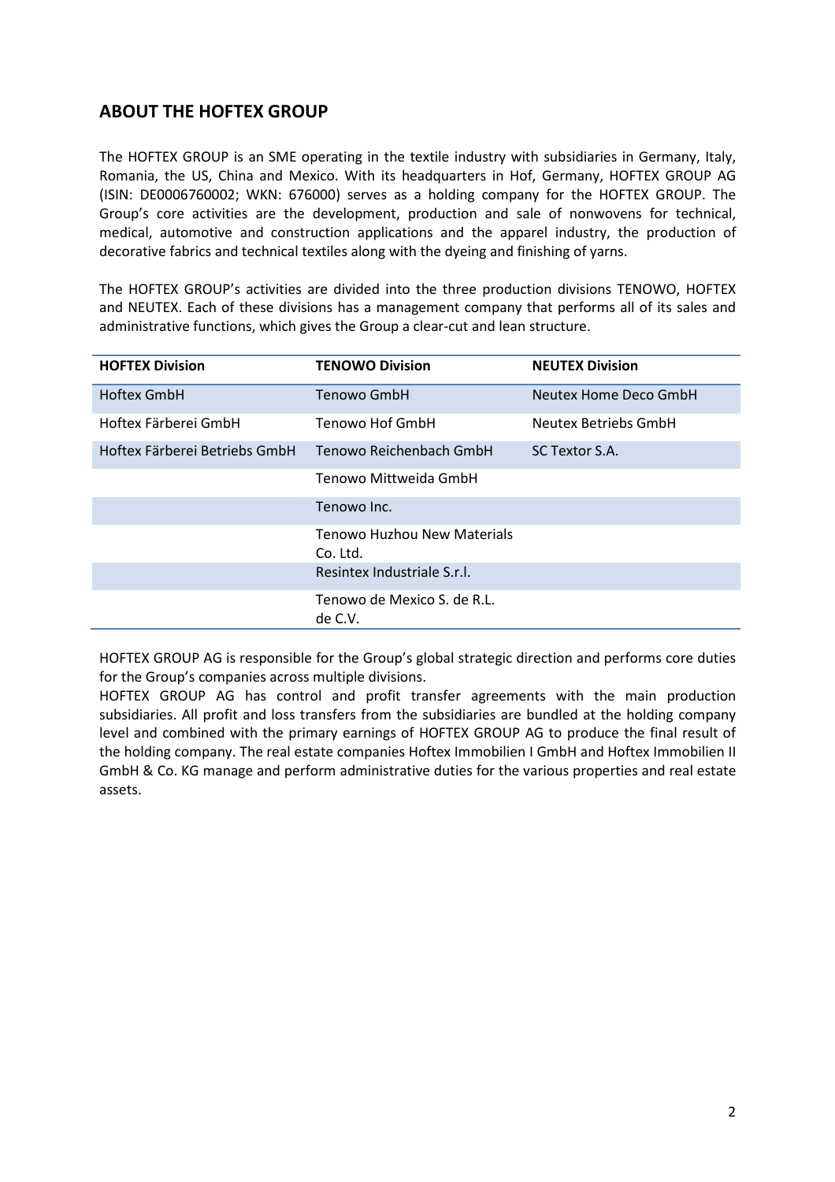## ABOUT THE HOFTEX GROUP

The HOFTEX GROUP is an SME operating in the textile industry with subsidiaries in Germany, Italy, Romania, the US, China and Mexico. With its headquarters in Hof, Germany, HOFTEX GROUP AG (ISIN: DE0006760002; WKN: 676000) serves as a holding company for the HOFTEX GROUP. The Group's core activities are the development, production and sale of nonwovens for technical, medical, automotive and construction applications and the apparel industry, the production of decorative fabrics and technical textiles along with the dyeing and finishing of yarns.

The HOFTEX GROUP's activities are divided into the three production divisions TENOWO, HOFTEX and NEUTEX. Each of these divisions has a management company that performs all of its sales and administrative functions, which gives the Group a clear-cut and lean structure.

| **HOFTEX Division** | **TENOWO Division** | **NEUTEX Division** |
|---|---|---|
| Hoftex GmbH | Tenowo GmbH | Neutex Home Deco GmbH |
| Hoftex Färberei GmbH | Tenowo Hof GmbH | Neutex Betriebs GmbH |
| Hoftex Färberei Betriebs GmbH | Tenowo Reichenbach GmbH | SC Textor S.A. |
| | Tenowo Mittweida GmbH | |
| | Tenowo Inc. | |
| | Tenowo Huzhou New Materials Co. Ltd. | |
| | Resintex Industriale S.r.l. | |
| | Tenowo de Mexico S. de R.L. de C.V. | |

HOFTEX GROUP AG is responsible for the Group's global strategic direction and performs core duties for the Group's companies across multiple divisions.
HOFTEX GROUP AG has control and profit transfer agreements with the main production subsidiaries. All profit and loss transfers from the subsidiaries are bundled at the holding company level and combined with the primary earnings of HOFTEX GROUP AG to produce the final result of the holding company. The real estate companies Hoftex Immobilien I GmbH and Hoftex Immobilien II GmbH & Co. KG manage and perform administrative duties for the various properties and real estate assets.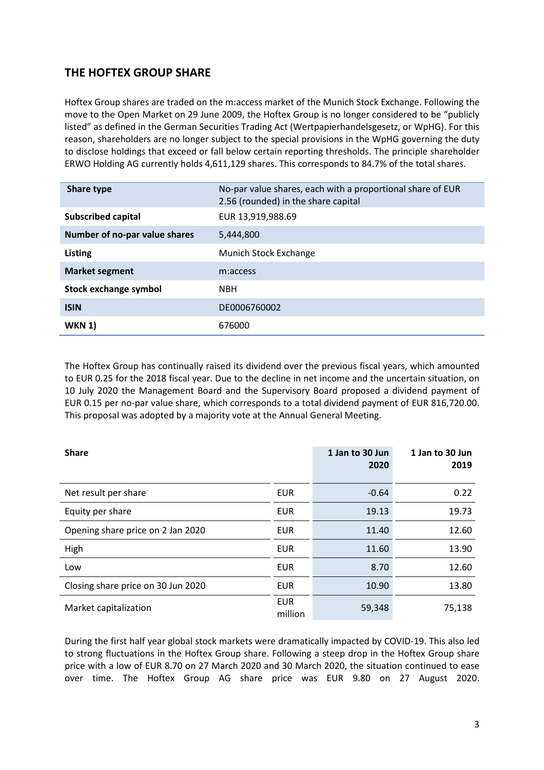## THE HOFTEX GROUP SHARE

Hoftex Group shares are traded on the m:access market of the Munich Stock Exchange. Following the move to the Open Market on 29 June 2009, the Hoftex Group is no longer considered to be "publicly listed" as defined in the German Securities Trading Act (Wertpapierhandelsgesetz, or WpHG). For this reason, shareholders are no longer subject to the special provisions in the WpHG governing the duty to disclose holdings that exceed or fall below certain reporting thresholds. The principle shareholder ERWO Holding AG currently holds 4,611,129 shares. This corresponds to 84.7% of the total shares.

| **Share type** | No-par value shares, each with a proportional share of EUR 2.56 (rounded) in the share capital |
|---|---|
| **Subscribed capital** | EUR 13,919,988.69 |
| **Number of no-par value shares** | 5,444,800 |
| **Listing** | Munich Stock Exchange |
| **Market segment** | m:access |
| **Stock exchange symbol** | NBH |
| **ISIN** | DE0006760002 |
| **WKN 1)** | 676000 |

The Hoftex Group has continually raised its dividend over the previous fiscal years, which amounted to EUR 0.25 for the 2018 fiscal year. Due to the decline in net income and the uncertain situation, on 10 July 2020 the Management Board and the Supervisory Board proposed a dividend payment of EUR 0.15 per no-par value share, which corresponds to a total dividend payment of EUR 816,720.00. This proposal was adopted by a majority vote at the Annual General Meeting.

| **Share** | | **1 Jan to 30 Jun 2020** | **1 Jan to 30 Jun 2019** |
|---|---|---|---|
| Net result per share | EUR | -0.64 | 0.22 |
| Equity per share | EUR | 19.13 | 19.73 |
| Opening share price on 2 Jan 2020 | EUR | 11.40 | 12.60 |
| High | EUR | 11.60 | 13.90 |
| Low | EUR | 8.70 | 12.60 |
| Closing share price on 30 Jun 2020 | EUR | 10.90 | 13.80 |
| Market capitalization | EUR million | 59,348 | 75,138 |

During the first half year global stock markets were dramatically impacted by COVID-19. This also led to strong fluctuations in the Hoftex Group share. Following a steep drop in the Hoftex Group share price with a low of EUR 8.70 on 27 March 2020 and 30 March 2020, the situation continued to ease over time. The Hoftex Group AG share price was EUR 9.80 on 27 August 2020.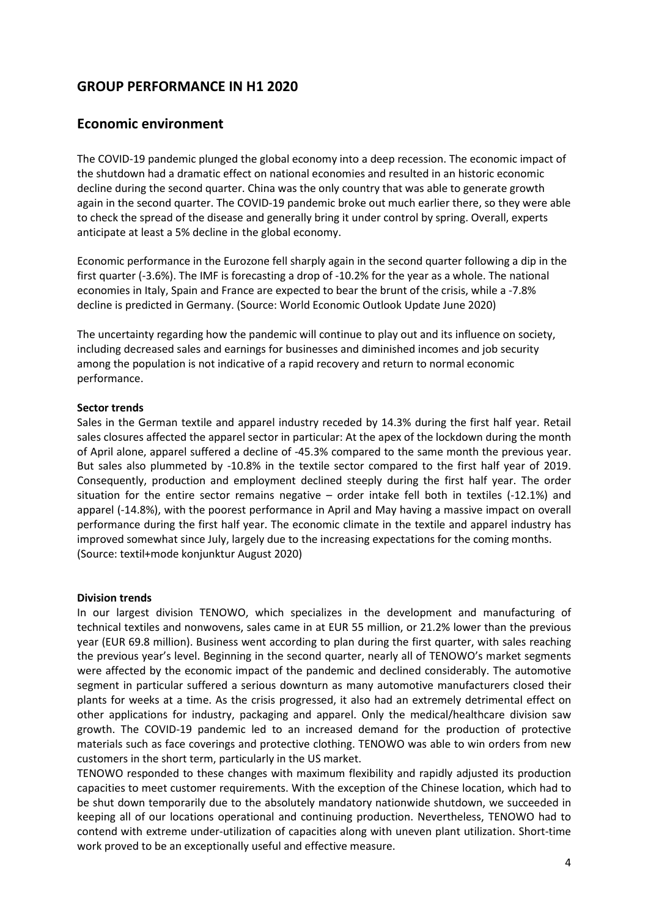## GROUP PERFORMANCE IN H1 2020

## Economic environment

The COVID-19 pandemic plunged the global economy into a deep recession. The economic impact of the shutdown had a dramatic effect on national economies and resulted in an historic economic decline during the second quarter. China was the only country that was able to generate growth again in the second quarter. The COVID-19 pandemic broke out much earlier there, so they were able to check the spread of the disease and generally bring it under control by spring. Overall, experts anticipate at least a 5% decline in the global economy.

Economic performance in the Eurozone fell sharply again in the second quarter following a dip in the first quarter (-3.6%). The IMF is forecasting a drop of -10.2% for the year as a whole. The national economies in Italy, Spain and France are expected to bear the brunt of the crisis, while a -7.8% decline is predicted in Germany. (Source: World Economic Outlook Update June 2020)

The uncertainty regarding how the pandemic will continue to play out and its influence on society, including decreased sales and earnings for businesses and diminished incomes and job security among the population is not indicative of a rapid recovery and return to normal economic performance.

**Sector trends**

Sales in the German textile and apparel industry receded by 14.3% during the first half year. Retail sales closures affected the apparel sector in particular: At the apex of the lockdown during the month of April alone, apparel suffered a decline of -45.3% compared to the same month the previous year. But sales also plummeted by -10.8% in the textile sector compared to the first half year of 2019. Consequently, production and employment declined steeply during the first half year. The order situation for the entire sector remains negative – order intake fell both in textiles (-12.1%) and apparel (-14.8%), with the poorest performance in April and May having a massive impact on overall performance during the first half year. The economic climate in the textile and apparel industry has improved somewhat since July, largely due to the increasing expectations for the coming months. (Source: textil+mode konjunktur August 2020)

**Division trends**

In our largest division TENOWO, which specializes in the development and manufacturing of technical textiles and nonwovens, sales came in at EUR 55 million, or 21.2% lower than the previous year (EUR 69.8 million). Business went according to plan during the first quarter, with sales reaching the previous year's level. Beginning in the second quarter, nearly all of TENOWO's market segments were affected by the economic impact of the pandemic and declined considerably. The automotive segment in particular suffered a serious downturn as many automotive manufacturers closed their plants for weeks at a time. As the crisis progressed, it also had an extremely detrimental effect on other applications for industry, packaging and apparel. Only the medical/healthcare division saw growth. The COVID-19 pandemic led to an increased demand for the production of protective materials such as face coverings and protective clothing. TENOWO was able to win orders from new customers in the short term, particularly in the US market.

TENOWO responded to these changes with maximum flexibility and rapidly adjusted its production capacities to meet customer requirements. With the exception of the Chinese location, which had to be shut down temporarily due to the absolutely mandatory nationwide shutdown, we succeeded in keeping all of our locations operational and continuing production. Nevertheless, TENOWO had to contend with extreme under-utilization of capacities along with uneven plant utilization. Short-time work proved to be an exceptionally useful and effective measure.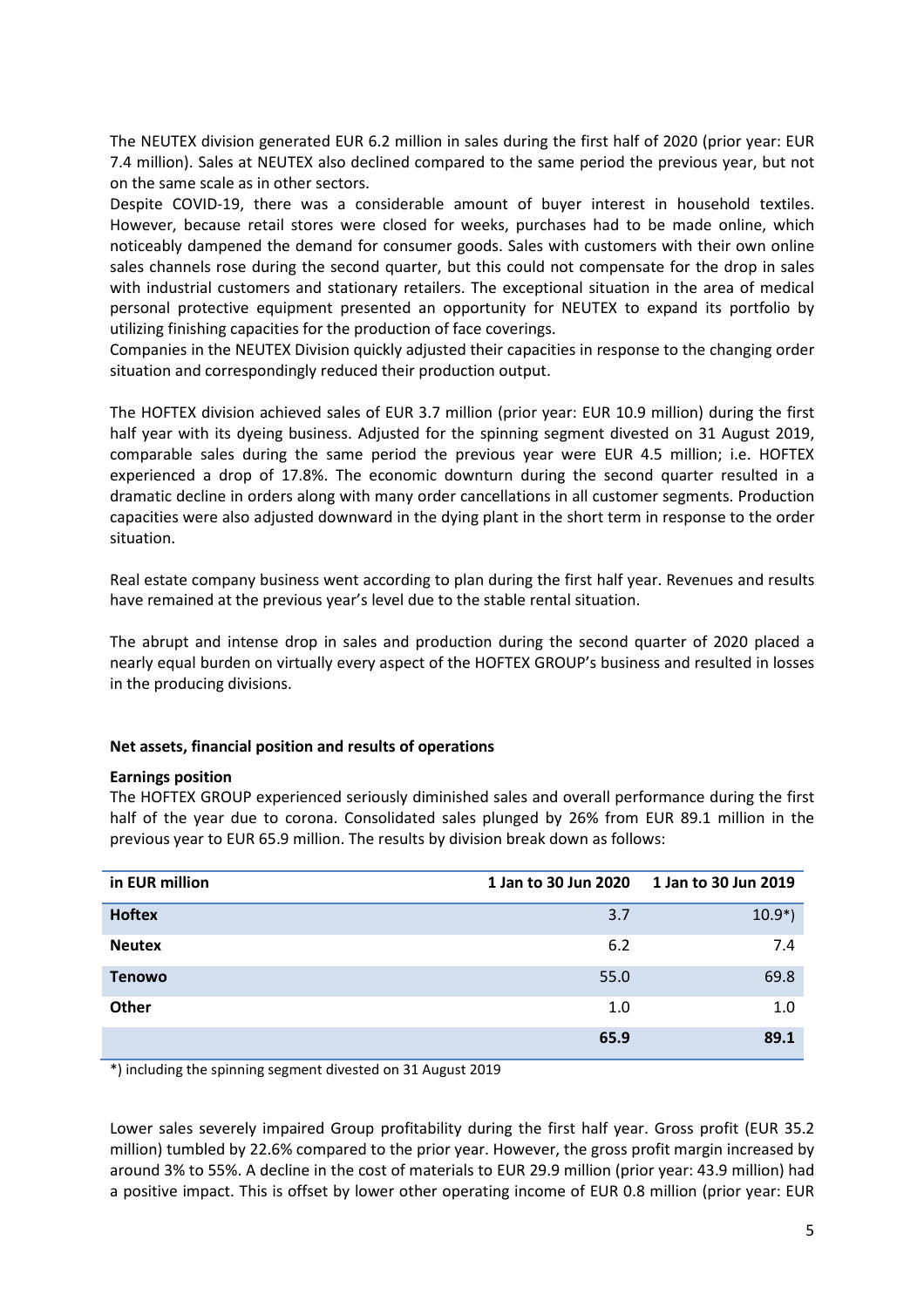The NEUTEX division generated EUR 6.2 million in sales during the first half of 2020 (prior year: EUR 7.4 million). Sales at NEUTEX also declined compared to the same period the previous year, but not on the same scale as in other sectors.

Despite COVID-19, there was a considerable amount of buyer interest in household textiles. However, because retail stores were closed for weeks, purchases had to be made online, which noticeably dampened the demand for consumer goods. Sales with customers with their own online sales channels rose during the second quarter, but this could not compensate for the drop in sales with industrial customers and stationary retailers. The exceptional situation in the area of medical personal protective equipment presented an opportunity for NEUTEX to expand its portfolio by utilizing finishing capacities for the production of face coverings.

Companies in the NEUTEX Division quickly adjusted their capacities in response to the changing order situation and correspondingly reduced their production output.

The HOFTEX division achieved sales of EUR 3.7 million (prior year: EUR 10.9 million) during the first half year with its dyeing business. Adjusted for the spinning segment divested on 31 August 2019, comparable sales during the same period the previous year were EUR 4.5 million; i.e. HOFTEX experienced a drop of 17.8%. The economic downturn during the second quarter resulted in a dramatic decline in orders along with many order cancellations in all customer segments. Production capacities were also adjusted downward in the dying plant in the short term in response to the order situation.

Real estate company business went according to plan during the first half year. Revenues and results have remained at the previous year's level due to the stable rental situation.

The abrupt and intense drop in sales and production during the second quarter of 2020 placed a nearly equal burden on virtually every aspect of the HOFTEX GROUP's business and resulted in losses in the producing divisions.

### Net assets, financial position and results of operations

**Earnings position**

The HOFTEX GROUP experienced seriously diminished sales and overall performance during the first half of the year due to corona. Consolidated sales plunged by 26% from EUR 89.1 million in the previous year to EUR 65.9 million. The results by division break down as follows:

| in EUR million | 1 Jan to 30 Jun 2020 | 1 Jan to 30 Jun 2019 |
|---|---|---|
| **Hoftex** | 3.7 | 10.9*) |
| **Neutex** | 6.2 | 7.4 |
| **Tenowo** | 55.0 | 69.8 |
| **Other** | 1.0 | 1.0 |
| | **65.9** | **89.1** |

*) including the spinning segment divested on 31 August 2019

Lower sales severely impaired Group profitability during the first half year. Gross profit (EUR 35.2 million) tumbled by 22.6% compared to the prior year. However, the gross profit margin increased by around 3% to 55%. A decline in the cost of materials to EUR 29.9 million (prior year: 43.9 million) had a positive impact. This is offset by lower other operating income of EUR 0.8 million (prior year: EUR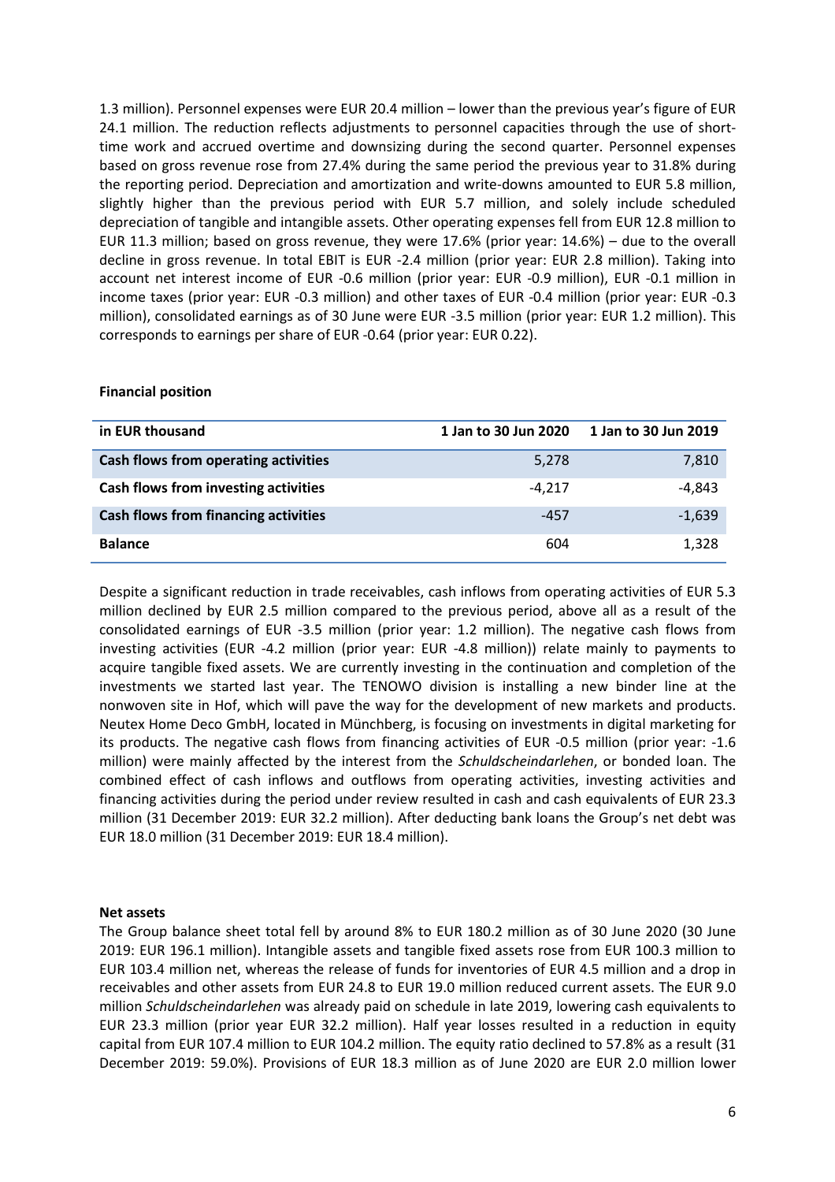1.3 million). Personnel expenses were EUR 20.4 million – lower than the previous year's figure of EUR 24.1 million. The reduction reflects adjustments to personnel capacities through the use of short-time work and accrued overtime and downsizing during the second quarter. Personnel expenses based on gross revenue rose from 27.4% during the same period the previous year to 31.8% during the reporting period. Depreciation and amortization and write-downs amounted to EUR 5.8 million, slightly higher than the previous period with EUR 5.7 million, and solely include scheduled depreciation of tangible and intangible assets. Other operating expenses fell from EUR 12.8 million to EUR 11.3 million; based on gross revenue, they were 17.6% (prior year: 14.6%) – due to the overall decline in gross revenue. In total EBIT is EUR -2.4 million (prior year: EUR 2.8 million). Taking into account net interest income of EUR -0.6 million (prior year: EUR -0.9 million), EUR -0.1 million in income taxes (prior year: EUR -0.3 million) and other taxes of EUR -0.4 million (prior year: EUR -0.3 million), consolidated earnings as of 30 June were EUR -3.5 million (prior year: EUR 1.2 million). This corresponds to earnings per share of EUR -0.64 (prior year: EUR 0.22).

**Financial position**

| in EUR thousand | 1 Jan to 30 Jun 2020 | 1 Jan to 30 Jun 2019 |
|---|---|---|
| **Cash flows from operating activities** | 5,278 | 7,810 |
| **Cash flows from investing activities** | -4,217 | -4,843 |
| **Cash flows from financing activities** | -457 | -1,639 |
| **Balance** | 604 | 1,328 |

Despite a significant reduction in trade receivables, cash inflows from operating activities of EUR 5.3 million declined by EUR 2.5 million compared to the previous period, above all as a result of the consolidated earnings of EUR -3.5 million (prior year: 1.2 million). The negative cash flows from investing activities (EUR -4.2 million (prior year: EUR -4.8 million)) relate mainly to payments to acquire tangible fixed assets. We are currently investing in the continuation and completion of the investments we started last year. The TENOWO division is installing a new binder line at the nonwoven site in Hof, which will pave the way for the development of new markets and products. Neutex Home Deco GmbH, located in Münchberg, is focusing on investments in digital marketing for its products. The negative cash flows from financing activities of EUR -0.5 million (prior year: -1.6 million) were mainly affected by the interest from the *Schuldscheindarlehen*, or bonded loan. The combined effect of cash inflows and outflows from operating activities, investing activities and financing activities during the period under review resulted in cash and cash equivalents of EUR 23.3 million (31 December 2019: EUR 32.2 million). After deducting bank loans the Group's net debt was EUR 18.0 million (31 December 2019: EUR 18.4 million).

**Net assets**

The Group balance sheet total fell by around 8% to EUR 180.2 million as of 30 June 2020 (30 June 2019: EUR 196.1 million). Intangible assets and tangible fixed assets rose from EUR 100.3 million to EUR 103.4 million net, whereas the release of funds for inventories of EUR 4.5 million and a drop in receivables and other assets from EUR 24.8 to EUR 19.0 million reduced current assets. The EUR 9.0 million *Schuldscheindarlehen* was already paid on schedule in late 2019, lowering cash equivalents to EUR 23.3 million (prior year EUR 32.2 million). Half year losses resulted in a reduction in equity capital from EUR 107.4 million to EUR 104.2 million. The equity ratio declined to 57.8% as a result (31 December 2019: 59.0%). Provisions of EUR 18.3 million as of June 2020 are EUR 2.0 million lower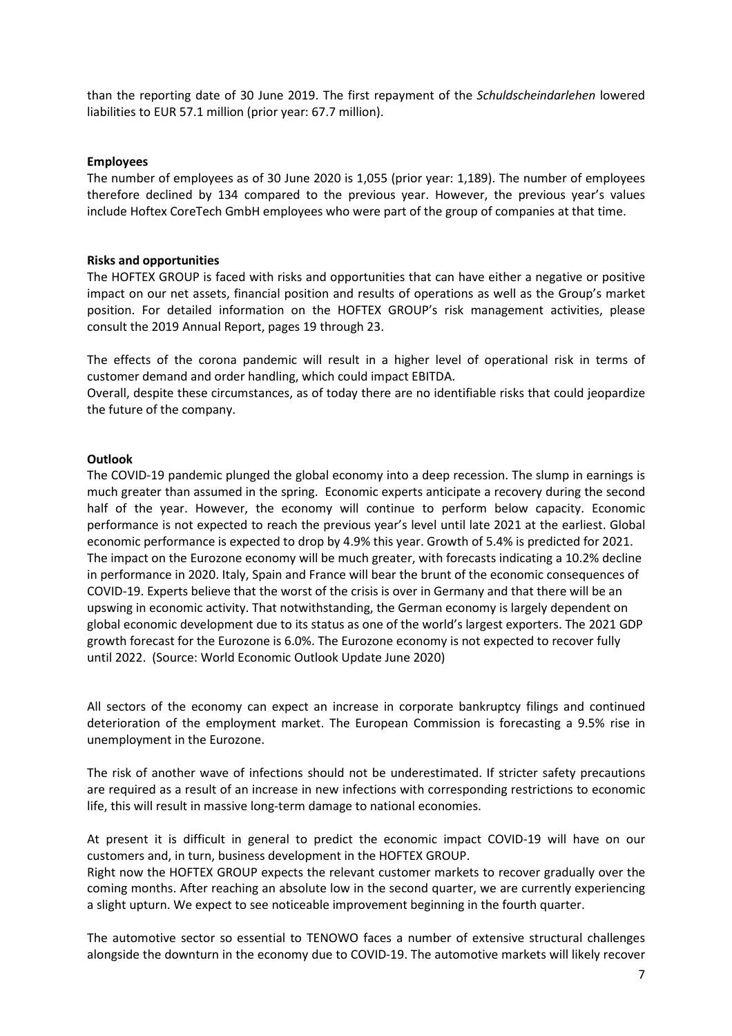than the reporting date of 30 June 2019. The first repayment of the *Schuldscheindarlehen* lowered liabilities to EUR 57.1 million (prior year: 67.7 million).

**Employees**

The number of employees as of 30 June 2020 is 1,055 (prior year: 1,189). The number of employees therefore declined by 134 compared to the previous year. However, the previous year's values include Hoftex CoreTech GmbH employees who were part of the group of companies at that time.

**Risks and opportunities**

The HOFTEX GROUP is faced with risks and opportunities that can have either a negative or positive impact on our net assets, financial position and results of operations as well as the Group's market position. For detailed information on the HOFTEX GROUP's risk management activities, please consult the 2019 Annual Report, pages 19 through 23.

The effects of the corona pandemic will result in a higher level of operational risk in terms of customer demand and order handling, which could impact EBITDA.
Overall, despite these circumstances, as of today there are no identifiable risks that could jeopardize the future of the company.

**Outlook**

The COVID-19 pandemic plunged the global economy into a deep recession. The slump in earnings is much greater than assumed in the spring. Economic experts anticipate a recovery during the second half of the year. However, the economy will continue to perform below capacity. Economic performance is not expected to reach the previous year's level until late 2021 at the earliest. Global economic performance is expected to drop by 4.9% this year. Growth of 5.4% is predicted for 2021. The impact on the Eurozone economy will be much greater, with forecasts indicating a 10.2% decline in performance in 2020. Italy, Spain and France will bear the brunt of the economic consequences of COVID-19. Experts believe that the worst of the crisis is over in Germany and that there will be an upswing in economic activity. That notwithstanding, the German economy is largely dependent on global economic development due to its status as one of the world's largest exporters. The 2021 GDP growth forecast for the Eurozone is 6.0%. The Eurozone economy is not expected to recover fully until 2022. (Source: World Economic Outlook Update June 2020)

All sectors of the economy can expect an increase in corporate bankruptcy filings and continued deterioration of the employment market. The European Commission is forecasting a 9.5% rise in unemployment in the Eurozone.

The risk of another wave of infections should not be underestimated. If stricter safety precautions are required as a result of an increase in new infections with corresponding restrictions to economic life, this will result in massive long-term damage to national economies.

At present it is difficult in general to predict the economic impact COVID-19 will have on our customers and, in turn, business development in the HOFTEX GROUP.
Right now the HOFTEX GROUP expects the relevant customer markets to recover gradually over the coming months. After reaching an absolute low in the second quarter, we are currently experiencing a slight upturn. We expect to see noticeable improvement beginning in the fourth quarter.

The automotive sector so essential to TENOWO faces a number of extensive structural challenges alongside the downturn in the economy due to COVID-19. The automotive markets will likely recover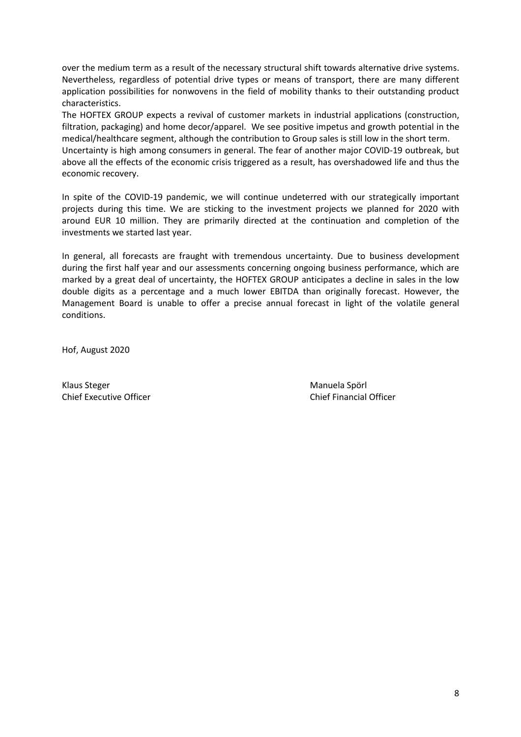over the medium term as a result of the necessary structural shift towards alternative drive systems. Nevertheless, regardless of potential drive types or means of transport, there are many different application possibilities for nonwovens in the field of mobility thanks to their outstanding product characteristics.

The HOFTEX GROUP expects a revival of customer markets in industrial applications (construction, filtration, packaging) and home decor/apparel. We see positive impetus and growth potential in the medical/healthcare segment, although the contribution to Group sales is still low in the short term.

Uncertainty is high among consumers in general. The fear of another major COVID-19 outbreak, but above all the effects of the economic crisis triggered as a result, has overshadowed life and thus the economic recovery.

In spite of the COVID-19 pandemic, we will continue undeterred with our strategically important projects during this time. We are sticking to the investment projects we planned for 2020 with around EUR 10 million. They are primarily directed at the continuation and completion of the investments we started last year.

In general, all forecasts are fraught with tremendous uncertainty. Due to business development during the first half year and our assessments concerning ongoing business performance, which are marked by a great deal of uncertainty, the HOFTEX GROUP anticipates a decline in sales in the low double digits as a percentage and a much lower EBITDA than originally forecast. However, the Management Board is unable to offer a precise annual forecast in light of the volatile general conditions.

Hof, August 2020

Klaus Steger
Chief Executive Officer

Manuela Spörl
Chief Financial Officer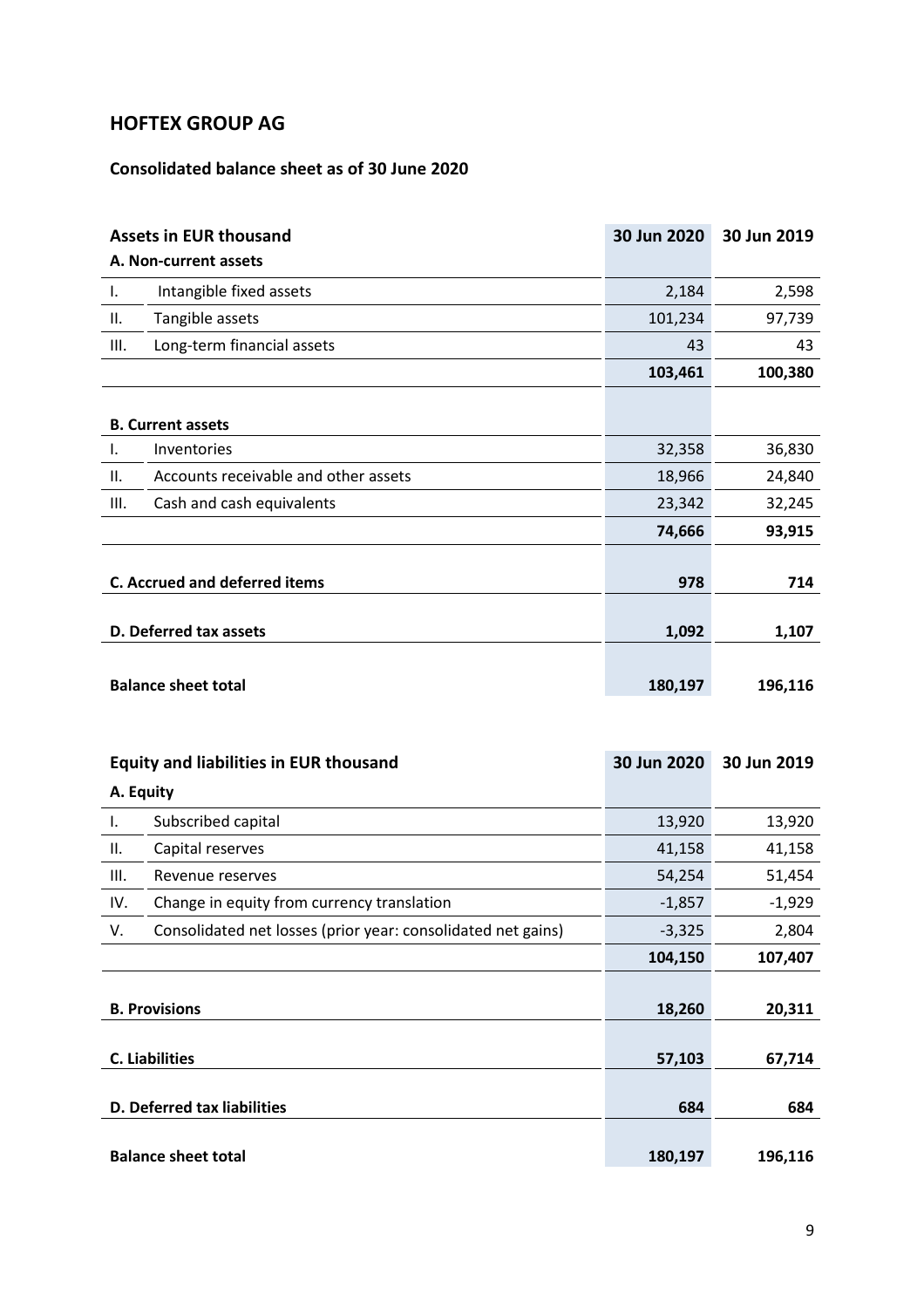## HOFTEX GROUP AG

### Consolidated balance sheet as of 30 June 2020

| | **Assets in EUR thousand** | **30 Jun 2020** | **30 Jun 2019** |
|---|---|---|---|
| | **A. Non-current assets** | | |
| I. | Intangible fixed assets | 2,184 | 2,598 |
| II. | Tangible assets | 101,234 | 97,739 |
| III. | Long-term financial assets | 43 | 43 |
| | | **103,461** | **100,380** |
| | **B. Current assets** | | |
| I. | Inventories | 32,358 | 36,830 |
| II. | Accounts receivable and other assets | 18,966 | 24,840 |
| III. | Cash and cash equivalents | 23,342 | 32,245 |
| | | **74,666** | **93,915** |
| | **C. Accrued and deferred items** | **978** | **714** |
| | **D. Deferred tax assets** | **1,092** | **1,107** |
| | **Balance sheet total** | **180,197** | **196,116** |

| | **Equity and liabilities in EUR thousand** | **30 Jun 2020** | **30 Jun 2019** |
|---|---|---|---|
| | **A. Equity** | | |
| I. | Subscribed capital | 13,920 | 13,920 |
| II. | Capital reserves | 41,158 | 41,158 |
| III. | Revenue reserves | 54,254 | 51,454 |
| IV. | Change in equity from currency translation | -1,857 | -1,929 |
| V. | Consolidated net losses (prior year: consolidated net gains) | -3,325 | 2,804 |
| | | **104,150** | **107,407** |
| | **B. Provisions** | **18,260** | **20,311** |
| | **C. Liabilities** | **57,103** | **67,714** |
| | **D. Deferred tax liabilities** | **684** | **684** |
| | **Balance sheet total** | **180,197** | **196,116** |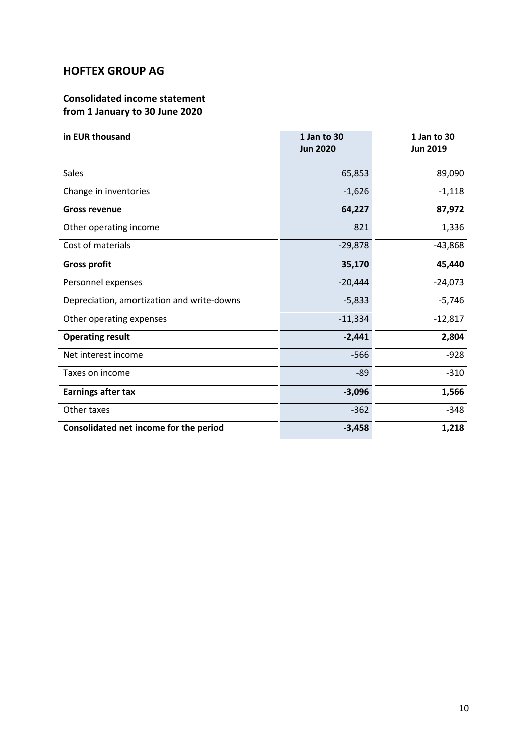## HOFTEX GROUP AG

### Consolidated income statement from 1 January to 30 June 2020

| in EUR thousand | 1 Jan to 30 Jun 2020 | 1 Jan to 30 Jun 2019 |
|---|---:|---:|
| Sales | 65,853 | 89,090 |
| Change in inventories | -1,626 | -1,118 |
| **Gross revenue** | **64,227** | **87,972** |
| Other operating income | 821 | 1,336 |
| Cost of materials | -29,878 | -43,868 |
| **Gross profit** | **35,170** | **45,440** |
| Personnel expenses | -20,444 | -24,073 |
| Depreciation, amortization and write-downs | -5,833 | -5,746 |
| Other operating expenses | -11,334 | -12,817 |
| **Operating result** | **-2,441** | **2,804** |
| Net interest income | -566 | -928 |
| Taxes on income | -89 | -310 |
| **Earnings after tax** | **-3,096** | **1,566** |
| Other taxes | -362 | -348 |
| **Consolidated net income for the period** | **-3,458** | **1,218** |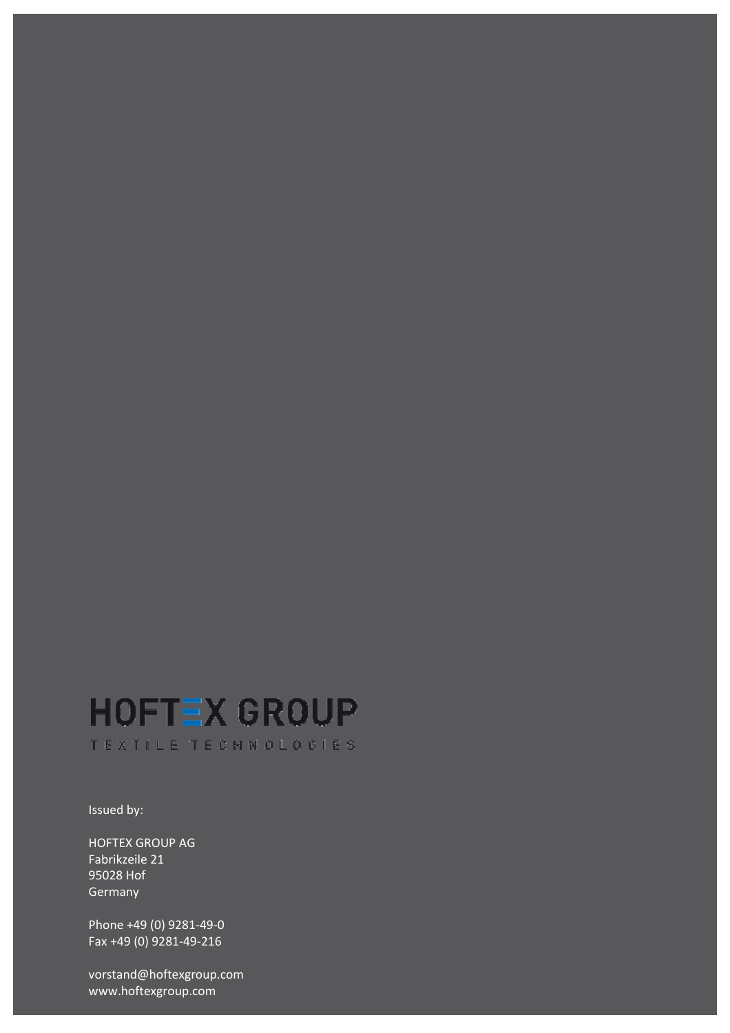HOFTEX GROUP

TEXTILE TECHNOLOGIES

Issued by:

HOFTEX GROUP AG
Fabrikzeile 21
95028 Hof
Germany

Phone +49 (0) 9281-49-0
Fax +49 (0) 9281-49-216

vorstand@hoftexgroup.com
www.hoftexgroup.com